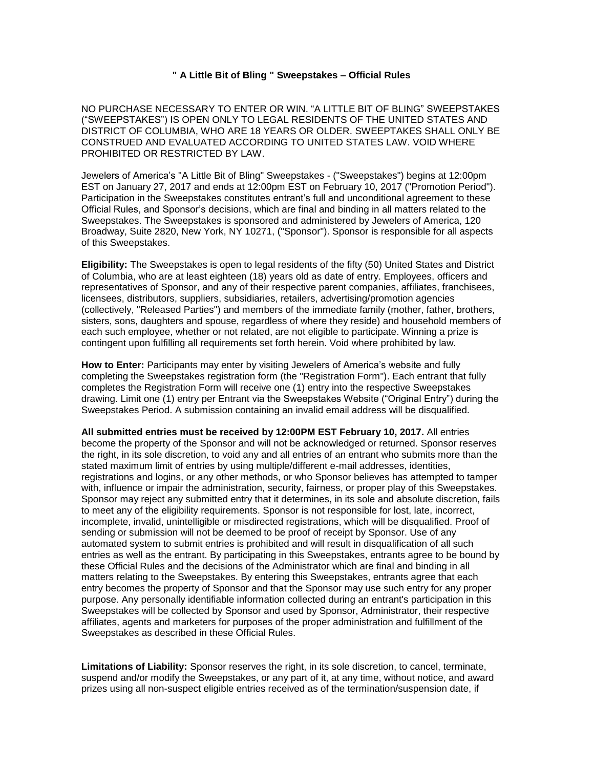**" A Little Bit of Bling " Sweepstakes – Official Rules**

NO PURCHASE NECESSARY TO ENTER OR WIN. “A LITTLE BIT OF BLING” SWEEPSTAKES (“SWEEPSTAKES”) IS OPEN ONLY TO LEGAL RESIDENTS OF THE UNITED STATES AND DISTRICT OF COLUMBIA, WHO ARE 18 YEARS OR OLDER. SWEEPTAKES SHALL ONLY BE CONSTRUED AND EVALUATED ACCORDING TO UNITED STATES LAW. VOID WHERE PROHIBITED OR RESTRICTED BY LAW.

Jewelers of America’s "A Little Bit of Bling" Sweepstakes - ("Sweepstakes") begins at 12:00pm EST on January 27, 2017 and ends at 12:00pm EST on February 10, 2017 ("Promotion Period"). Participation in the Sweepstakes constitutes entrant’s full and unconditional agreement to these Official Rules, and Sponsor’s decisions, which are final and binding in all matters related to the Sweepstakes. The Sweepstakes is sponsored and administered by Jewelers of America, 120 Broadway, Suite 2820, New York, NY 10271, ("Sponsor"). Sponsor is responsible for all aspects of this Sweepstakes.

**Eligibility:** The Sweepstakes is open to legal residents of the fifty (50) United States and District of Columbia, who are at least eighteen (18) years old as date of entry. Employees, officers and representatives of Sponsor, and any of their respective parent companies, affiliates, franchisees, licensees, distributors, suppliers, subsidiaries, retailers, advertising/promotion agencies (collectively, "Released Parties") and members of the immediate family (mother, father, brothers, sisters, sons, daughters and spouse, regardless of where they reside) and household members of each such employee, whether or not related, are not eligible to participate. Winning a prize is contingent upon fulfilling all requirements set forth herein. Void where prohibited by law.

**How to Enter:** Participants may enter by visiting Jewelers of America’s website and fully completing the Sweepstakes registration form (the "Registration Form"). Each entrant that fully completes the Registration Form will receive one (1) entry into the respective Sweepstakes drawing. Limit one (1) entry per Entrant via the Sweepstakes Website (“Original Entry”) during the Sweepstakes Period. A submission containing an invalid email address will be disqualified.

**All submitted entries must be received by 12:00PM EST February 10, 2017.** All entries become the property of the Sponsor and will not be acknowledged or returned. Sponsor reserves the right, in its sole discretion, to void any and all entries of an entrant who submits more than the stated maximum limit of entries by using multiple/different e-mail addresses, identities, registrations and logins, or any other methods, or who Sponsor believes has attempted to tamper with, influence or impair the administration, security, fairness, or proper play of this Sweepstakes. Sponsor may reject any submitted entry that it determines, in its sole and absolute discretion, fails to meet any of the eligibility requirements. Sponsor is not responsible for lost, late, incorrect, incomplete, invalid, unintelligible or misdirected registrations, which will be disqualified. Proof of sending or submission will not be deemed to be proof of receipt by Sponsor. Use of any automated system to submit entries is prohibited and will result in disqualification of all such entries as well as the entrant. By participating in this Sweepstakes, entrants agree to be bound by these Official Rules and the decisions of the Administrator which are final and binding in all matters relating to the Sweepstakes. By entering this Sweepstakes, entrants agree that each entry becomes the property of Sponsor and that the Sponsor may use such entry for any proper purpose. Any personally identifiable information collected during an entrant's participation in this Sweepstakes will be collected by Sponsor and used by Sponsor, Administrator, their respective affiliates, agents and marketers for purposes of the proper administration and fulfillment of the Sweepstakes as described in these Official Rules.

**Limitations of Liability:** Sponsor reserves the right, in its sole discretion, to cancel, terminate, suspend and/or modify the Sweepstakes, or any part of it, at any time, without notice, and award prizes using all non-suspect eligible entries received as of the termination/suspension date, if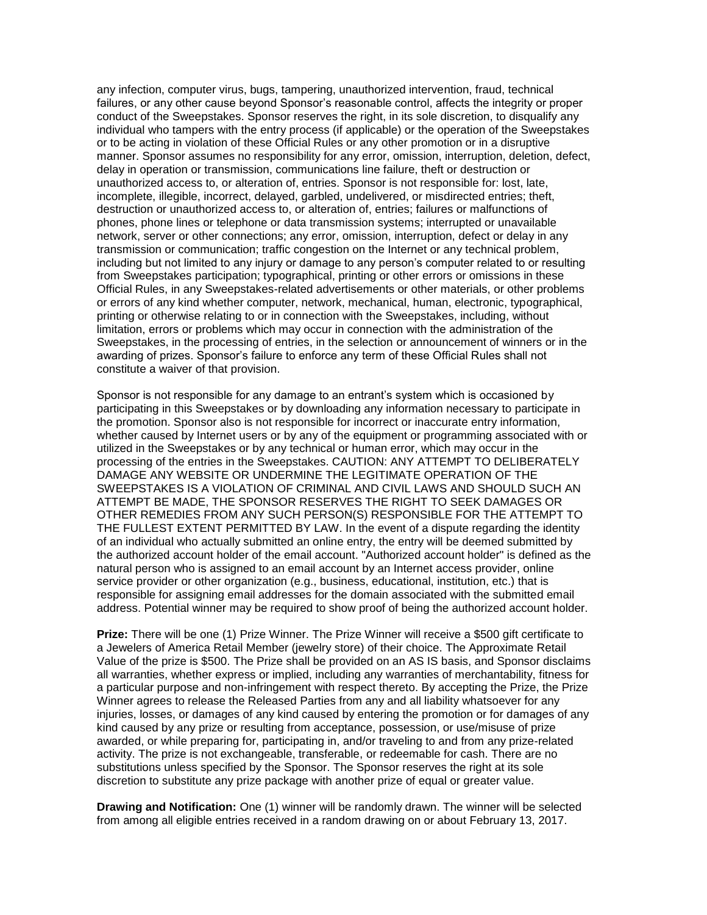any infection, computer virus, bugs, tampering, unauthorized intervention, fraud, technical failures, or any other cause beyond Sponsor's reasonable control, affects the integrity or proper conduct of the Sweepstakes. Sponsor reserves the right, in its sole discretion, to disqualify any individual who tampers with the entry process (if applicable) or the operation of the Sweepstakes or to be acting in violation of these Official Rules or any other promotion or in a disruptive manner. Sponsor assumes no responsibility for any error, omission, interruption, deletion, defect, delay in operation or transmission, communications line failure, theft or destruction or unauthorized access to, or alteration of, entries. Sponsor is not responsible for: lost, late, incomplete, illegible, incorrect, delayed, garbled, undelivered, or misdirected entries; theft, destruction or unauthorized access to, or alteration of, entries; failures or malfunctions of phones, phone lines or telephone or data transmission systems; interrupted or unavailable network, server or other connections; any error, omission, interruption, defect or delay in any transmission or communication; traffic congestion on the Internet or any technical problem, including but not limited to any injury or damage to any person's computer related to or resulting from Sweepstakes participation; typographical, printing or other errors or omissions in these Official Rules, in any Sweepstakes-related advertisements or other materials, or other problems or errors of any kind whether computer, network, mechanical, human, electronic, typographical, printing or otherwise relating to or in connection with the Sweepstakes, including, without limitation, errors or problems which may occur in connection with the administration of the Sweepstakes, in the processing of entries, in the selection or announcement of winners or in the awarding of prizes. Sponsor's failure to enforce any term of these Official Rules shall not constitute a waiver of that provision.

Sponsor is not responsible for any damage to an entrant's system which is occasioned by participating in this Sweepstakes or by downloading any information necessary to participate in the promotion. Sponsor also is not responsible for incorrect or inaccurate entry information, whether caused by Internet users or by any of the equipment or programming associated with or utilized in the Sweepstakes or by any technical or human error, which may occur in the processing of the entries in the Sweepstakes. CAUTION: ANY ATTEMPT TO DELIBERATELY DAMAGE ANY WEBSITE OR UNDERMINE THE LEGITIMATE OPERATION OF THE SWEEPSTAKES IS A VIOLATION OF CRIMINAL AND CIVIL LAWS AND SHOULD SUCH AN ATTEMPT BE MADE, THE SPONSOR RESERVES THE RIGHT TO SEEK DAMAGES OR OTHER REMEDIES FROM ANY SUCH PERSON(S) RESPONSIBLE FOR THE ATTEMPT TO THE FULLEST EXTENT PERMITTED BY LAW. In the event of a dispute regarding the identity of an individual who actually submitted an online entry, the entry will be deemed submitted by the authorized account holder of the email account. "Authorized account holder" is defined as the natural person who is assigned to an email account by an Internet access provider, online service provider or other organization (e.g., business, educational, institution, etc.) that is responsible for assigning email addresses for the domain associated with the submitted email address. Potential winner may be required to show proof of being the authorized account holder.

**Prize:** There will be one (1) Prize Winner. The Prize Winner will receive a $500 gift certificate to a Jewelers of America Retail Member (jewelry store) of their choice. The Approximate Retail Value of the prize is $500. The Prize shall be provided on an AS IS basis, and Sponsor disclaims all warranties, whether express or implied, including any warranties of merchantability, fitness for a particular purpose and non-infringement with respect thereto. By accepting the Prize, the Prize Winner agrees to release the Released Parties from any and all liability whatsoever for any injuries, losses, or damages of any kind caused by entering the promotion or for damages of any kind caused by any prize or resulting from acceptance, possession, or use/misuse of prize awarded, or while preparing for, participating in, and/or traveling to and from any prize-related activity. The prize is not exchangeable, transferable, or redeemable for cash. There are no substitutions unless specified by the Sponsor. The Sponsor reserves the right at its sole discretion to substitute any prize package with another prize of equal or greater value.

**Drawing and Notification:** One (1) winner will be randomly drawn. The winner will be selected from among all eligible entries received in a random drawing on or about February 13, 2017.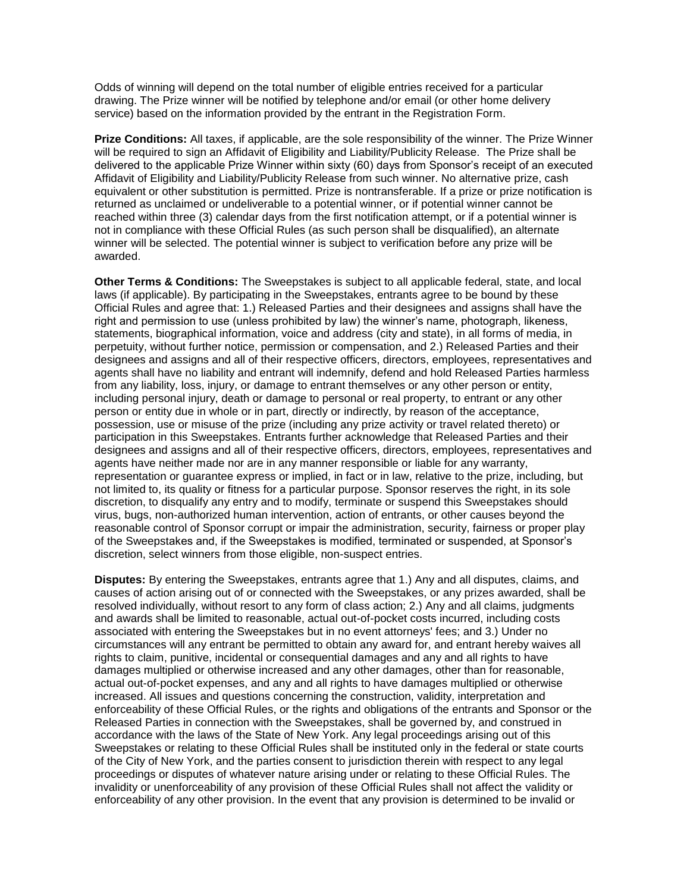Odds of winning will depend on the total number of eligible entries received for a particular drawing. The Prize winner will be notified by telephone and/or email (or other home delivery service) based on the information provided by the entrant in the Registration Form.

**Prize Conditions:** All taxes, if applicable, are the sole responsibility of the winner. The Prize Winner will be required to sign an Affidavit of Eligibility and Liability/Publicity Release. The Prize shall be delivered to the applicable Prize Winner within sixty (60) days from Sponsor's receipt of an executed Affidavit of Eligibility and Liability/Publicity Release from such winner. No alternative prize, cash equivalent or other substitution is permitted. Prize is nontransferable. If a prize or prize notification is returned as unclaimed or undeliverable to a potential winner, or if potential winner cannot be reached within three (3) calendar days from the first notification attempt, or if a potential winner is not in compliance with these Official Rules (as such person shall be disqualified), an alternate winner will be selected. The potential winner is subject to verification before any prize will be awarded.

**Other Terms & Conditions:** The Sweepstakes is subject to all applicable federal, state, and local laws (if applicable). By participating in the Sweepstakes, entrants agree to be bound by these Official Rules and agree that: 1.) Released Parties and their designees and assigns shall have the right and permission to use (unless prohibited by law) the winner's name, photograph, likeness, statements, biographical information, voice and address (city and state), in all forms of media, in perpetuity, without further notice, permission or compensation, and 2.) Released Parties and their designees and assigns and all of their respective officers, directors, employees, representatives and agents shall have no liability and entrant will indemnify, defend and hold Released Parties harmless from any liability, loss, injury, or damage to entrant themselves or any other person or entity, including personal injury, death or damage to personal or real property, to entrant or any other person or entity due in whole or in part, directly or indirectly, by reason of the acceptance, possession, use or misuse of the prize (including any prize activity or travel related thereto) or participation in this Sweepstakes. Entrants further acknowledge that Released Parties and their designees and assigns and all of their respective officers, directors, employees, representatives and agents have neither made nor are in any manner responsible or liable for any warranty, representation or guarantee express or implied, in fact or in law, relative to the prize, including, but not limited to, its quality or fitness for a particular purpose. Sponsor reserves the right, in its sole discretion, to disqualify any entry and to modify, terminate or suspend this Sweepstakes should virus, bugs, non-authorized human intervention, action of entrants, or other causes beyond the reasonable control of Sponsor corrupt or impair the administration, security, fairness or proper play of the Sweepstakes and, if the Sweepstakes is modified, terminated or suspended, at Sponsor's discretion, select winners from those eligible, non-suspect entries.

**Disputes:** By entering the Sweepstakes, entrants agree that 1.) Any and all disputes, claims, and causes of action arising out of or connected with the Sweepstakes, or any prizes awarded, shall be resolved individually, without resort to any form of class action; 2.) Any and all claims, judgments and awards shall be limited to reasonable, actual out-of-pocket costs incurred, including costs associated with entering the Sweepstakes but in no event attorneys' fees; and 3.) Under no circumstances will any entrant be permitted to obtain any award for, and entrant hereby waives all rights to claim, punitive, incidental or consequential damages and any and all rights to have damages multiplied or otherwise increased and any other damages, other than for reasonable, actual out-of-pocket expenses, and any and all rights to have damages multiplied or otherwise increased. All issues and questions concerning the construction, validity, interpretation and enforceability of these Official Rules, or the rights and obligations of the entrants and Sponsor or the Released Parties in connection with the Sweepstakes, shall be governed by, and construed in accordance with the laws of the State of New York. Any legal proceedings arising out of this Sweepstakes or relating to these Official Rules shall be instituted only in the federal or state courts of the City of New York, and the parties consent to jurisdiction therein with respect to any legal proceedings or disputes of whatever nature arising under or relating to these Official Rules. The invalidity or unenforceability of any provision of these Official Rules shall not affect the validity or enforceability of any other provision. In the event that any provision is determined to be invalid or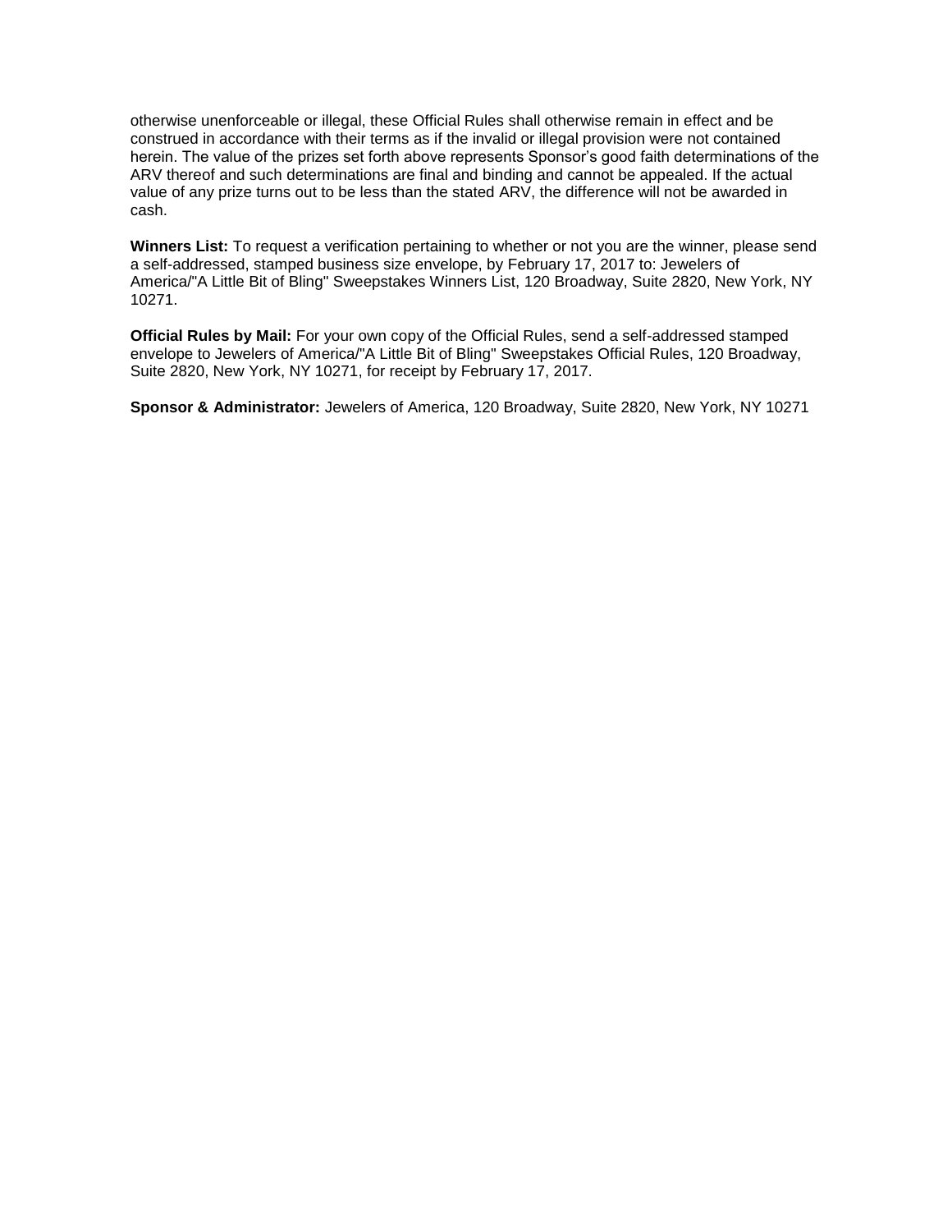otherwise unenforceable or illegal, these Official Rules shall otherwise remain in effect and be construed in accordance with their terms as if the invalid or illegal provision were not contained herein. The value of the prizes set forth above represents Sponsor's good faith determinations of the ARV thereof and such determinations are final and binding and cannot be appealed. If the actual value of any prize turns out to be less than the stated ARV, the difference will not be awarded in cash.

**Winners List:** To request a verification pertaining to whether or not you are the winner, please send a self-addressed, stamped business size envelope, by February 17, 2017 to: Jewelers of America/"A Little Bit of Bling" Sweepstakes Winners List, 120 Broadway, Suite 2820, New York, NY 10271.

**Official Rules by Mail:** For your own copy of the Official Rules, send a self-addressed stamped envelope to Jewelers of America/"A Little Bit of Bling" Sweepstakes Official Rules, 120 Broadway, Suite 2820, New York, NY 10271, for receipt by February 17, 2017.

**Sponsor & Administrator:** Jewelers of America, 120 Broadway, Suite 2820, New York, NY 10271